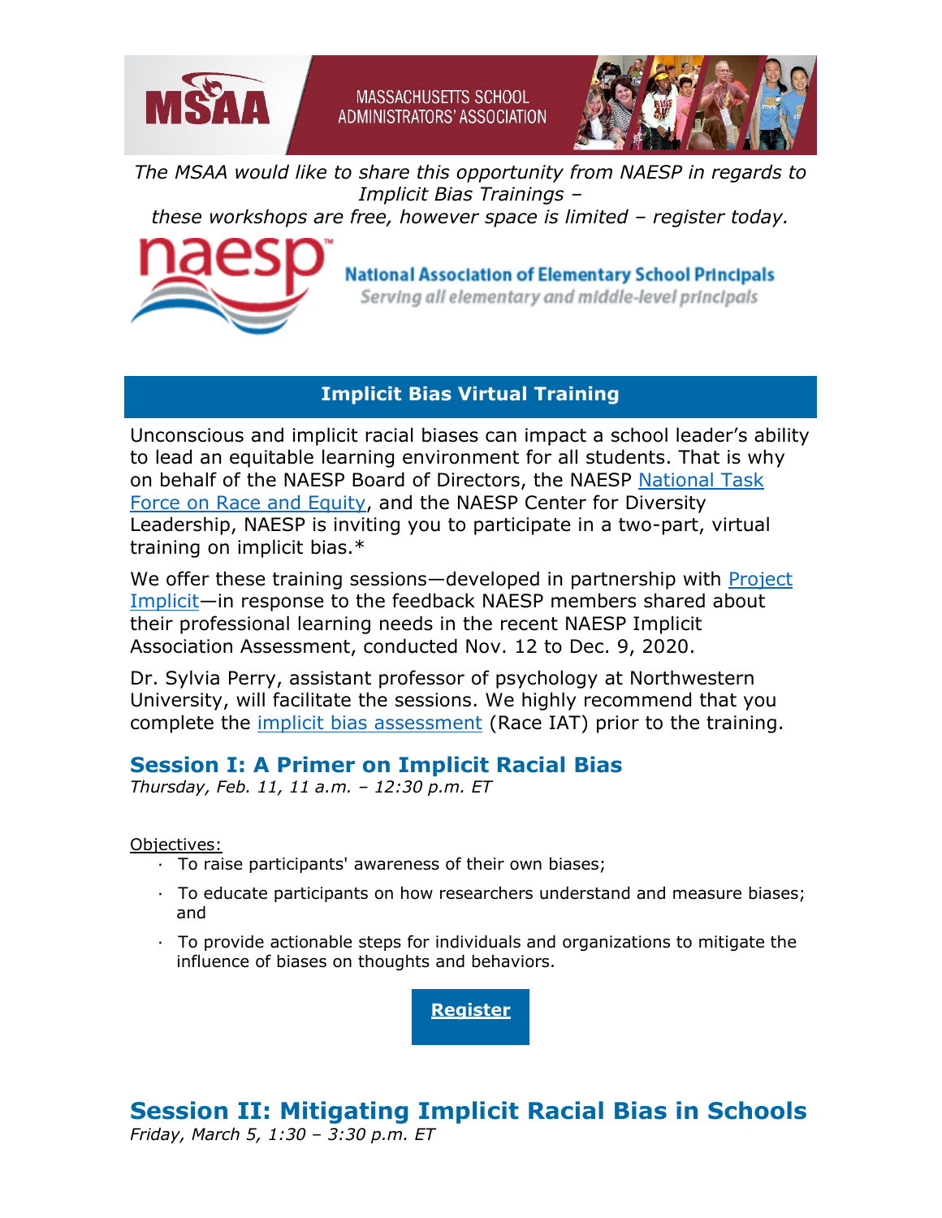MASSACHUSETTS SCHOOL ADMINISTRATORS' ASSOCIATION

*The MSAA would like to share this opportunity from NAESP in regards to Implicit Bias Trainings –*
*these workshops are free, however space is limited – register today.*

National Association of Elementary School Principals
*Serving all elementary and middle-level principals*

## Implicit Bias Virtual Training

Unconscious and implicit racial biases can impact a school leader's ability to lead an equitable learning environment for all students. That is why on behalf of the NAESP Board of Directors, the NAESP National Task Force on Race and Equity, and the NAESP Center for Diversity Leadership, NAESP is inviting you to participate in a two-part, virtual training on implicit bias.*

We offer these training sessions—developed in partnership with Project Implicit—in response to the feedback NAESP members shared about their professional learning needs in the recent NAESP Implicit Association Assessment, conducted Nov. 12 to Dec. 9, 2020.

Dr. Sylvia Perry, assistant professor of psychology at Northwestern University, will facilitate the sessions. We highly recommend that you complete the implicit bias assessment (Race IAT) prior to the training.

## Session I: A Primer on Implicit Racial Bias

*Thursday, Feb. 11, 11 a.m. – 12:30 p.m. ET*

Objectives:

- To raise participants' awareness of their own biases;
- To educate participants on how researchers understand and measure biases; and
- To provide actionable steps for individuals and organizations to mitigate the influence of biases on thoughts and behaviors.

**Register**

## Session II: Mitigating Implicit Racial Bias in Schools

*Friday, March 5, 1:30 – 3:30 p.m. ET*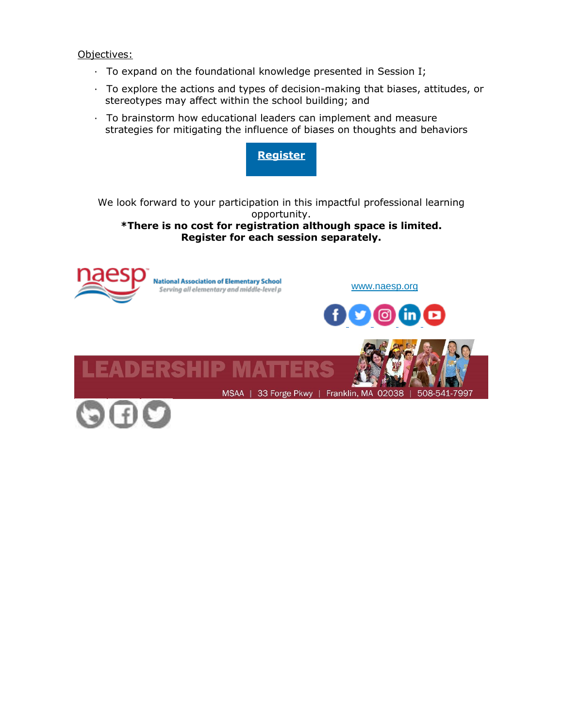Objectives:

- To expand on the foundational knowledge presented in Session I;
- To explore the actions and types of decision-making that biases, attitudes, or stereotypes may affect within the school building; and
- To brainstorm how educational leaders can implement and measure strategies for mitigating the influence of biases on thoughts and behaviors

**Register**

We look forward to your participation in this impactful professional learning opportunity.

**\*There is no cost for registration although space is limited.**
**Register for each session separately.**

naesp National Association of Elementary School
Serving all elementary and middle-level p

www.naesp.org

LEADERSHIP MATTERS

MSAA | 33 Forge Pkwy | Franklin, MA 02038 | 508-541-7997